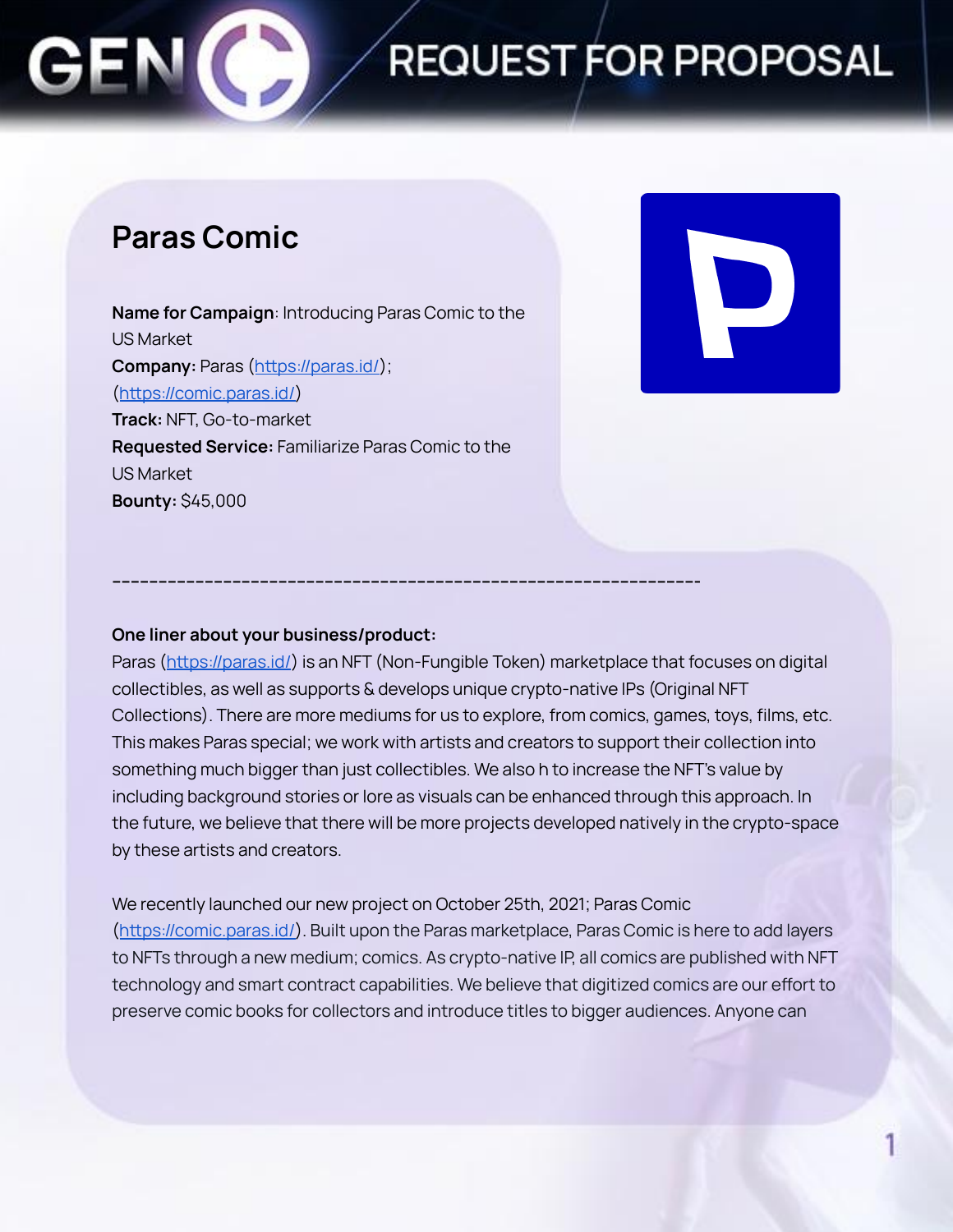# REQUEST FOR PROPOSAL

## Paras Comic

**Name for Campaign**: Introducing Paras Comic to the US Market
**Company:** Paras (https://paras.id/); (https://comic.paras.id/)
**Track:** NFT, Go-to-market
**Requested Service:** Familiarize Paras Comic to the US Market
**Bounty:** $45,000

-----------------------------------------------------------------

**One liner about your business/product:**

Paras (https://paras.id/) is an NFT (Non-Fungible Token) marketplace that focuses on digital collectibles, as well as supports & develops unique crypto-native IPs (Original NFT Collections). There are more mediums for us to explore, from comics, games, toys, films, etc. This makes Paras special; we work with artists and creators to support their collection into something much bigger than just collectibles. We also h to increase the NFT's value by including background stories or lore as visuals can be enhanced through this approach. In the future, we believe that there will be more projects developed natively in the crypto-space by these artists and creators.

We recently launched our new project on October 25th, 2021; Paras Comic (https://comic.paras.id/). Built upon the Paras marketplace, Paras Comic is here to add layers to NFTs through a new medium; comics. As crypto-native IP, all comics are published with NFT technology and smart contract capabilities. We believe that digitized comics are our effort to preserve comic books for collectors and introduce titles to bigger audiences. Anyone can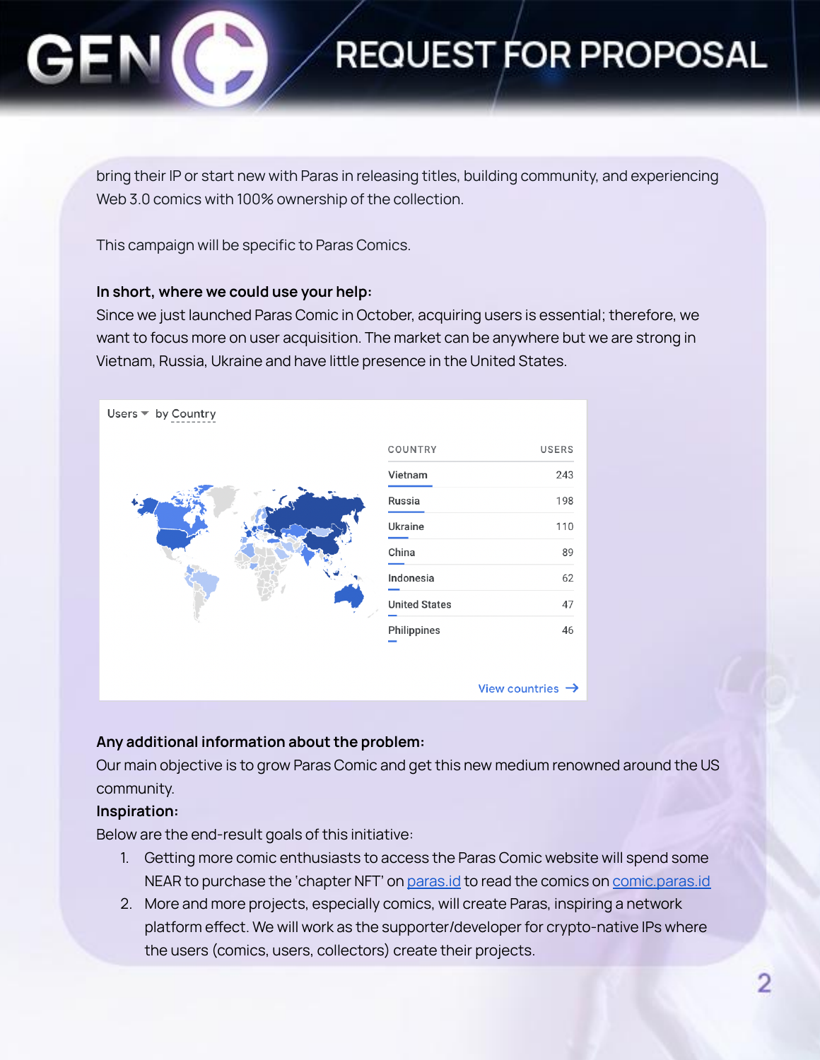bring their IP or start new with Paras in releasing titles, building community, and experiencing Web 3.0 comics with 100% ownership of the collection.

This campaign will be specific to Paras Comics.

**In short, where we could use your help:**
Since we just launched Paras Comic in October, acquiring users is essential; therefore, we want to focus more on user acquisition. The market can be anywhere but we are strong in Vietnam, Russia, Ukraine and have little presence in the United States.

Users by Country

| COUNTRY | USERS |
| --- | --- |
| Vietnam | 243 |
| Russia | 198 |
| Ukraine | 110 |
| China | 89 |
| Indonesia | 62 |
| United States | 47 |
| Philippines | 46 |

View countries →

**Any additional information about the problem:**
Our main objective is to grow Paras Comic and get this new medium renowned around the US community.

**Inspiration:**
Below are the end-result goals of this initiative:

1. Getting more comic enthusiasts to access the Paras Comic website will spend some NEAR to purchase the 'chapter NFT' on [paras.id](paras.id) to read the comics on [comic.paras.id](comic.paras.id)
2. More and more projects, especially comics, will create Paras, inspiring a network platform effect. We will work as the supporter/developer for crypto-native IPs where the users (comics, users, collectors) create their projects.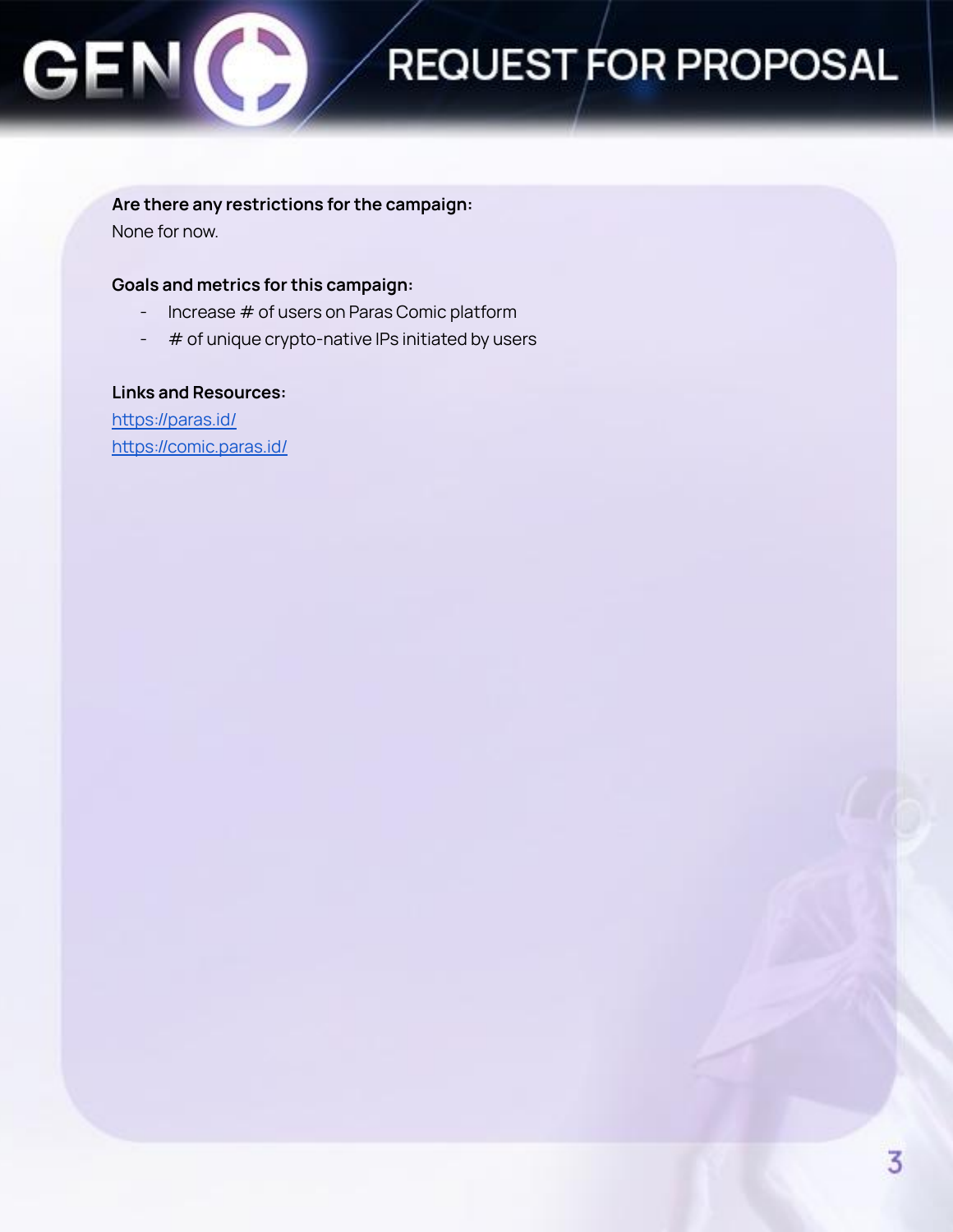**Are there any restrictions for the campaign:**

None for now.

**Goals and metrics for this campaign:**

- Increase # of users on Paras Comic platform
- # of unique crypto-native IPs initiated by users

**Links and Resources:**

https://paras.id/

https://comic.paras.id/